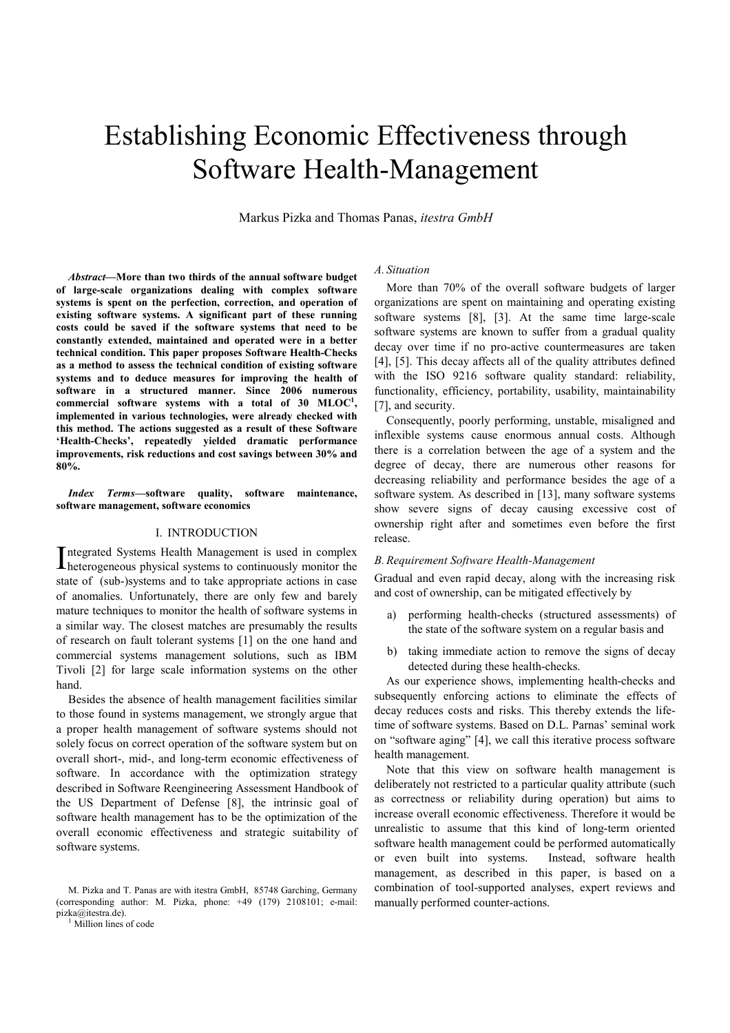# Establishing Economic Effectiveness through Software Health-Management

Markus Pizka and Thomas Panas, *itestra GmbH*

***Abstract*—More than two thirds of the annual software budget of large-scale organizations dealing with complex software systems is spent on the perfection, correction, and operation of existing software systems. A significant part of these running costs could be saved if the software systems that need to be constantly extended, maintained and operated were in a better technical condition. This paper proposes Software Health-Checks as a method to assess the technical condition of existing software systems and to deduce measures for improving the health of software in a structured manner. Since 2006 numerous commercial software systems with a total of 30 MLOC[1], implemented in various technologies, were already checked with this method. The actions suggested as a result of these Software 'Health-Checks', repeatedly yielded dramatic performance improvements, risk reductions and cost savings between 30% and 80%.**

***Index Terms*—software quality, software maintenance, software management, software economics**

## I. INTRODUCTION

Integrated Systems Health Management is used in complex heterogeneous physical systems to continuously monitor the state of (sub-)systems and to take appropriate actions in case of anomalies. Unfortunately, there are only few and barely mature techniques to monitor the health of software systems in a similar way. The closest matches are presumably the results of research on fault tolerant systems [1] on the one hand and commercial systems management solutions, such as IBM Tivoli [2] for large scale information systems on the other hand.

Besides the absence of health management facilities similar to those found in systems management, we strongly argue that a proper health management of software systems should not solely focus on correct operation of the software system but on overall short-, mid-, and long-term economic effectiveness of software. In accordance with the optimization strategy described in Software Reengineering Assessment Handbook of the US Department of Defense [8], the intrinsic goal of software health management has to be the optimization of the overall economic effectiveness and strategic suitability of software systems.

M. Pizka and T. Panas are with itestra GmbH, 85748 Garching, Germany (corresponding author: M. Pizka, phone: +49 (179) 2108101; e-mail: pizka@itestra.de).

[1] Million lines of code

### A. Situation

More than 70% of the overall software budgets of larger organizations are spent on maintaining and operating existing software systems [8], [3]. At the same time large-scale software systems are known to suffer from a gradual quality decay over time if no pro-active countermeasures are taken [4], [5]. This decay affects all of the quality attributes defined with the ISO 9216 software quality standard: reliability, functionality, efficiency, portability, usability, maintainability [7], and security.

Consequently, poorly performing, unstable, misaligned and inflexible systems cause enormous annual costs. Although there is a correlation between the age of a system and the degree of decay, there are numerous other reasons for decreasing reliability and performance besides the age of a software system. As described in [13], many software systems show severe signs of decay causing excessive cost of ownership right after and sometimes even before the first release.

### B. Requirement Software Health-Management

Gradual and even rapid decay, along with the increasing risk and cost of ownership, can be mitigated effectively by

a) performing health-checks (structured assessments) of the state of the software system on a regular basis and

b) taking immediate action to remove the signs of decay detected during these health-checks.

As our experience shows, implementing health-checks and subsequently enforcing actions to eliminate the effects of decay reduces costs and risks. This thereby extends the life-time of software systems. Based on D.L. Parnas' seminal work on "software aging" [4], we call this iterative process software health management.

Note that this view on software health management is deliberately not restricted to a particular quality attribute (such as correctness or reliability during operation) but aims to increase overall economic effectiveness. Therefore it would be unrealistic to assume that this kind of long-term oriented software health management could be performed automatically or even built into systems. Instead, software health management, as described in this paper, is based on a combination of tool-supported analyses, expert reviews and manually performed counter-actions.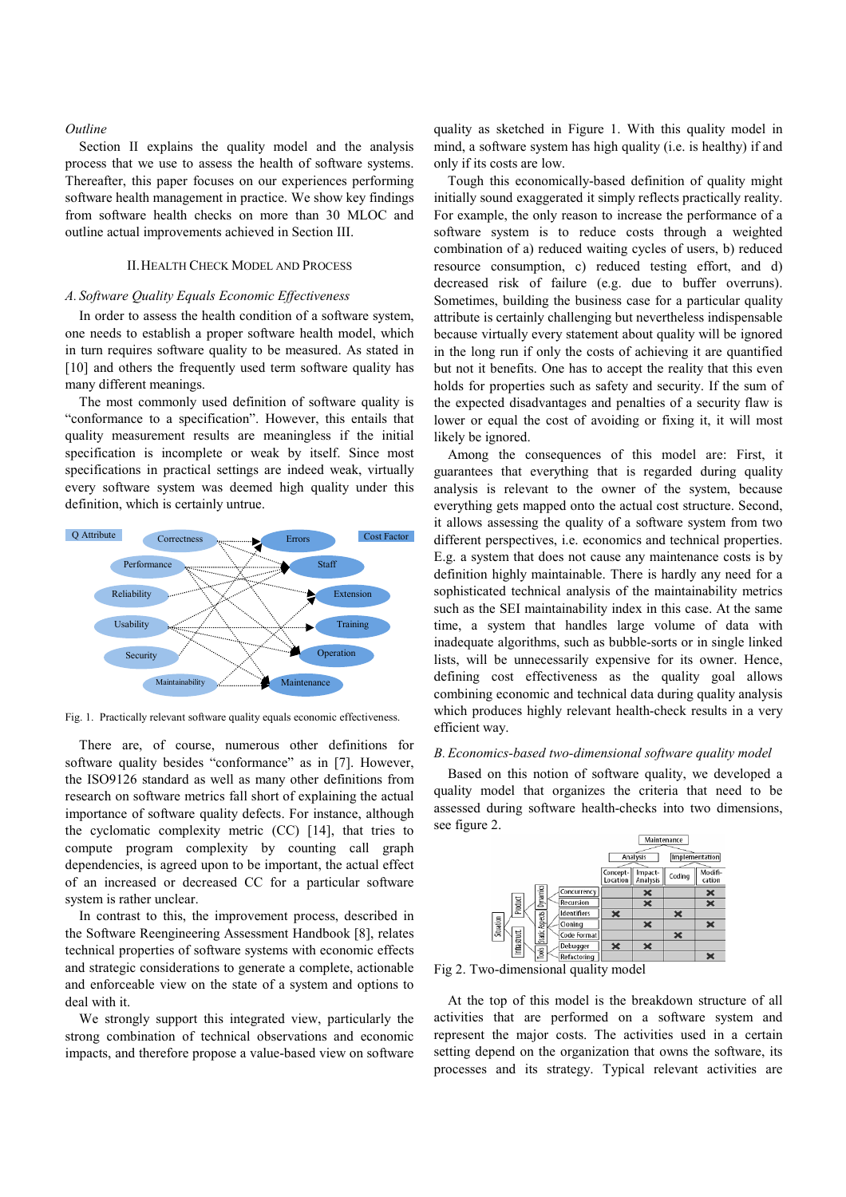*Outline*

Section II explains the quality model and the analysis process that we use to assess the health of software systems. Thereafter, this paper focuses on our experiences performing software health management in practice. We show key findings from software health checks on more than 30 MLOC and outline actual improvements achieved in Section III.

## II. Health Check Model and Process

### A. Software Quality Equals Economic Effectiveness

In order to assess the health condition of a software system, one needs to establish a proper software health model, which in turn requires software quality to be measured. As stated in [10] and others the frequently used term software quality has many different meanings.

The most commonly used definition of software quality is "conformance to a specification". However, this entails that quality measurement results are meaningless if the initial specification is incomplete or weak by itself. Since most specifications in practical settings are indeed weak, virtually every software system was deemed high quality under this definition, which is certainly untrue.

Fig. 1. Practically relevant software quality equals economic effectiveness.

There are, of course, numerous other definitions for software quality besides "conformance" as in [7]. However, the ISO9126 standard as well as many other definitions from research on software metrics fall short of explaining the actual importance of software quality defects. For instance, although the cyclomatic complexity metric (CC) [14], that tries to compute program complexity by counting call graph dependencies, is agreed upon to be important, the actual effect of an increased or decreased CC for a particular software system is rather unclear.

In contrast to this, the improvement process, described in the Software Reengineering Assessment Handbook [8], relates technical properties of software systems with economic effects and strategic considerations to generate a complete, actionable and enforceable view on the state of a system and options to deal with it.

We strongly support this integrated view, particularly the strong combination of technical observations and economic impacts, and therefore propose a value-based view on software quality as sketched in Figure 1. With this quality model in mind, a software system has high quality (i.e. is healthy) if and only if its costs are low.

Tough this economically-based definition of quality might initially sound exaggerated it simply reflects practically reality. For example, the only reason to increase the performance of a software system is to reduce costs through a weighted combination of a) reduced waiting cycles of users, b) reduced resource consumption, c) reduced testing effort, and d) decreased risk of failure (e.g. due to buffer overruns). Sometimes, building the business case for a particular quality attribute is certainly challenging but nevertheless indispensable because virtually every statement about quality will be ignored in the long run if only the costs of achieving it are quantified but not it benefits. One has to accept the reality that this even holds for properties such as safety and security. If the sum of the expected disadvantages and penalties of a security flaw is lower or equal the cost of avoiding or fixing it, it will most likely be ignored.

Among the consequences of this model are: First, it guarantees that everything that is regarded during quality analysis is relevant to the owner of the system, because everything gets mapped onto the actual cost structure. Second, it allows assessing the quality of a software system from two different perspectives, i.e. economics and technical properties. E.g. a system that does not cause any maintenance costs is by definition highly maintainable. There is hardly any need for a sophisticated technical analysis of the maintainability metrics such as the SEI maintainability index in this case. At the same time, a system that handles large volume of data with inadequate algorithms, such as bubble-sorts or in single linked lists, will be unnecessarily expensive for its owner. Hence, defining cost effectiveness as the quality goal allows combining economic and technical data during quality analysis which produces highly relevant health-check results in a very efficient way.

### B. Economics-based two-dimensional software quality model

Based on this notion of software quality, we developed a quality model that organizes the criteria that need to be assessed during software health-checks into two dimensions, see figure 2.

Fig 2. Two-dimensional quality model

At the top of this model is the breakdown structure of all activities that are performed on a software system and represent the major costs. The activities used in a certain setting depend on the organization that owns the software, its processes and its strategy. Typical relevant activities are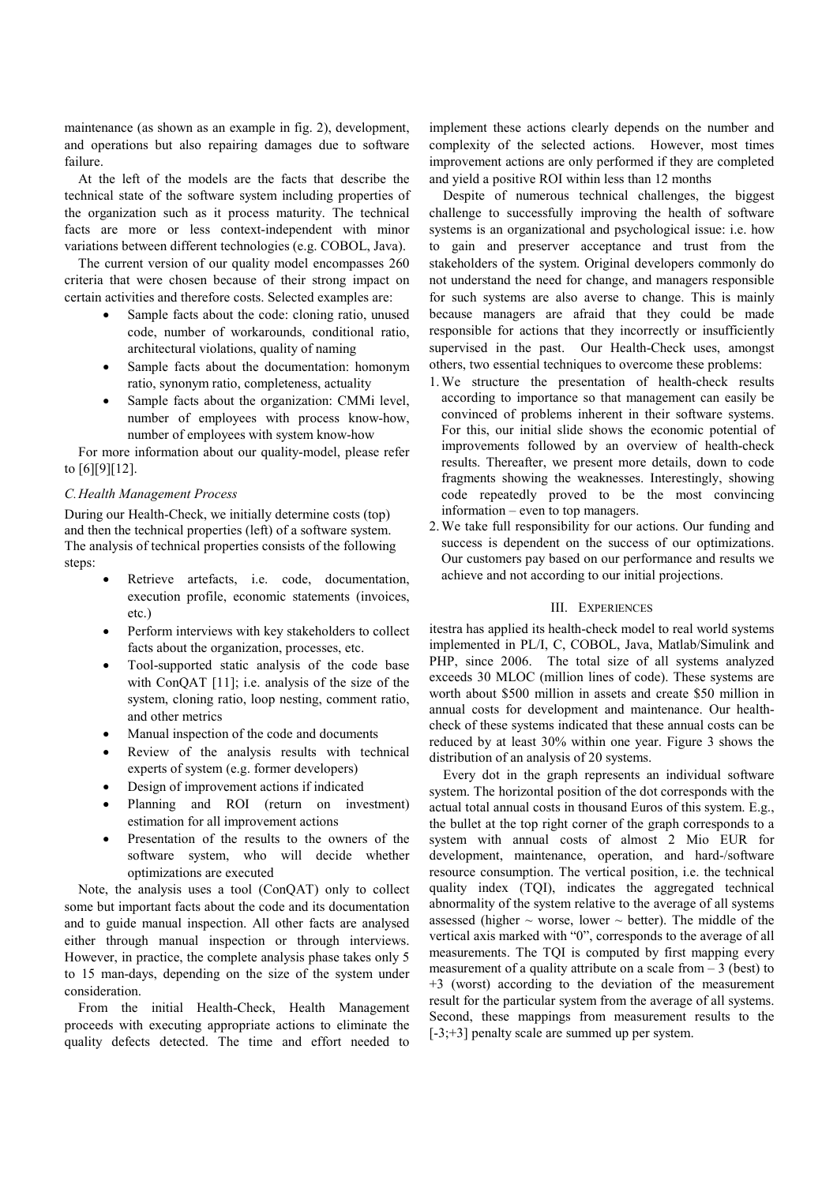maintenance (as shown as an example in fig. 2), development, and operations but also repairing damages due to software failure.

At the left of the models are the facts that describe the technical state of the software system including properties of the organization such as it process maturity. The technical facts are more or less context-independent with minor variations between different technologies (e.g. COBOL, Java).

The current version of our quality model encompasses 260 criteria that were chosen because of their strong impact on certain activities and therefore costs. Selected examples are:

- Sample facts about the code: cloning ratio, unused code, number of workarounds, conditional ratio, architectural violations, quality of naming
- Sample facts about the documentation: homonym ratio, synonym ratio, completeness, actuality
- Sample facts about the organization: CMMi level, number of employees with process know-how, number of employees with system know-how

For more information about our quality-model, please refer to [6][9][12].

### *C. Health Management Process*

During our Health-Check, we initially determine costs (top) and then the technical properties (left) of a software system. The analysis of technical properties consists of the following steps:

- Retrieve artefacts, i.e. code, documentation, execution profile, economic statements (invoices, etc.)
- Perform interviews with key stakeholders to collect facts about the organization, processes, etc.
- Tool-supported static analysis of the code base with ConQAT [11]; i.e. analysis of the size of the system, cloning ratio, loop nesting, comment ratio, and other metrics
- Manual inspection of the code and documents
- Review of the analysis results with technical experts of system (e.g. former developers)
- Design of improvement actions if indicated
- Planning and ROI (return on investment) estimation for all improvement actions
- Presentation of the results to the owners of the software system, who will decide whether optimizations are executed

Note, the analysis uses a tool (ConQAT) only to collect some but important facts about the code and its documentation and to guide manual inspection. All other facts are analysed either through manual inspection or through interviews. However, in practice, the complete analysis phase takes only 5 to 15 man-days, depending on the size of the system under consideration.

From the initial Health-Check, Health Management proceeds with executing appropriate actions to eliminate the quality defects detected. The time and effort needed to implement these actions clearly depends on the number and complexity of the selected actions. However, most times improvement actions are only performed if they are completed and yield a positive ROI within less than 12 months

Despite of numerous technical challenges, the biggest challenge to successfully improving the health of software systems is an organizational and psychological issue: i.e. how to gain and preserver acceptance and trust from the stakeholders of the system. Original developers commonly do not understand the need for change, and managers responsible for such systems are also averse to change. This is mainly because managers are afraid that they could be made responsible for actions that they incorrectly or insufficiently supervised in the past. Our Health-Check uses, amongst others, two essential techniques to overcome these problems:

1. We structure the presentation of health-check results according to importance so that management can easily be convinced of problems inherent in their software systems. For this, our initial slide shows the economic potential of improvements followed by an overview of health-check results. Thereafter, we present more details, down to code fragments showing the weaknesses. Interestingly, showing code repeatedly proved to be the most convincing information – even to top managers.
2. We take full responsibility for our actions. Our funding and success is dependent on the success of our optimizations. Our customers pay based on our performance and results we achieve and not according to our initial projections.

## III. Experiences

itestra has applied its health-check model to real world systems implemented in PL/I, C, COBOL, Java, Matlab/Simulink and PHP, since 2006. The total size of all systems analyzed exceeds 30 MLOC (million lines of code). These systems are worth about \$500 million in assets and create \$50 million in annual costs for development and maintenance. Our health-check of these systems indicated that these annual costs can be reduced by at least 30% within one year. Figure 3 shows the distribution of an analysis of 20 systems.

Every dot in the graph represents an individual software system. The horizontal position of the dot corresponds with the actual total annual costs in thousand Euros of this system. E.g., the bullet at the top right corner of the graph corresponds to a system with annual costs of almost 2 Mio EUR for development, maintenance, operation, and hard-/software resource consumption. The vertical position, i.e. the technical quality index (TQI), indicates the aggregated technical abnormality of the system relative to the average of all systems assessed (higher ~ worse, lower ~ better). The middle of the vertical axis marked with "0", corresponds to the average of all measurements. The TQI is computed by first mapping every measurement of a quality attribute on a scale from – 3 (best) to +3 (worst) according to the deviation of the measurement result for the particular system from the average of all systems. Second, these mappings from measurement results to the [-3;+3] penalty scale are summed up per system.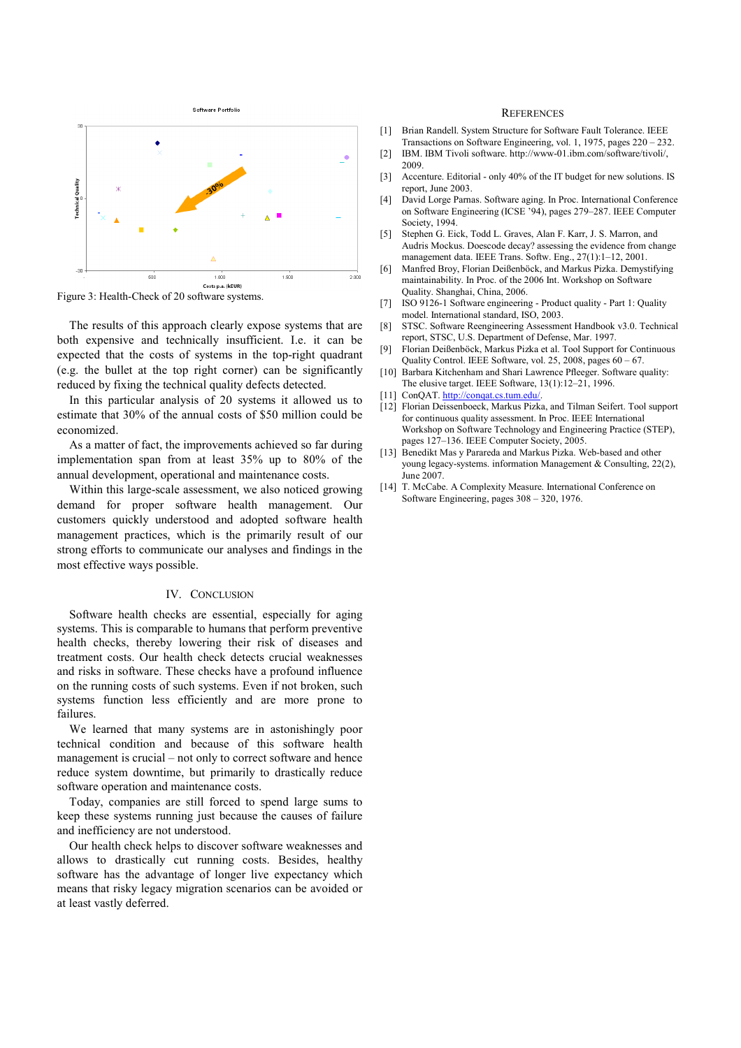Software Portfolio

30

Technical Quality

0

-30

-30%

500

1 000

1 500

2 000

Costs p.a. (kEUR)

Figure 3: Health-Check of 20 software systems.

The results of this approach clearly expose systems that are both expensive and technically insufficient. I.e. it can be expected that the costs of systems in the top-right quadrant (e.g. the bullet at the top right corner) can be significantly reduced by fixing the technical quality defects detected.

In this particular analysis of 20 systems it allowed us to estimate that 30% of the annual costs of $50 million could be economized.

As a matter of fact, the improvements achieved so far during implementation span from at least 35% up to 80% of the annual development, operational and maintenance costs.

Within this large-scale assessment, we also noticed growing demand for proper software health management. Our customers quickly understood and adopted software health management practices, which is the primarily result of our strong efforts to communicate our analyses and findings in the most effective ways possible.

## IV. Conclusion

Software health checks are essential, especially for aging systems. This is comparable to humans that perform preventive health checks, thereby lowering their risk of diseases and treatment costs. Our health check detects crucial weaknesses and risks in software. These checks have a profound influence on the running costs of such systems. Even if not broken, such systems function less efficiently and are more prone to failures.

We learned that many systems are in astonishingly poor technical condition and because of this software health management is crucial – not only to correct software and hence reduce system downtime, but primarily to drastically reduce software operation and maintenance costs.

Today, companies are still forced to spend large sums to keep these systems running just because the causes of failure and inefficiency are not understood.

Our health check helps to discover software weaknesses and allows to drastically cut running costs. Besides, healthy software has the advantage of longer live expectancy which means that risky legacy migration scenarios can be avoided or at least vastly deferred.

## References

[1] Brian Randell. System Structure for Software Fault Tolerance. IEEE Transactions on Software Engineering, vol. 1, 1975, pages 220 – 232.

[2] IBM. IBM Tivoli software. http://www-01.ibm.com/software/tivoli/, 2009.

[3] Accenture. Editorial - only 40% of the IT budget for new solutions. IS report, June 2003.

[4] David Lorge Parnas. Software aging. In Proc. International Conference on Software Engineering (ICSE '94), pages 279–287. IEEE Computer Society, 1994.

[5] Stephen G. Eick, Todd L. Graves, Alan F. Karr, J. S. Marron, and Audris Mockus. Doescode decay? assessing the evidence from change management data. IEEE Trans. Softw. Eng., 27(1):1–12, 2001.

[6] Manfred Broy, Florian Deißenböck, and Markus Pizka. Demystifying maintainability. In Proc. of the 2006 Int. Workshop on Software Quality. Shanghai, China, 2006.

[7] ISO 9126-1 Software engineering - Product quality - Part 1: Quality model. International standard, ISO, 2003.

[8] STSC. Software Reengineering Assessment Handbook v3.0. Technical report, STSC, U.S. Department of Defense, Mar. 1997.

[9] Florian Deißenböck, Markus Pizka et al. Tool Support for Continuous Quality Control. IEEE Software, vol. 25, 2008, pages 60 – 67.

[10] Barbara Kitchenham and Shari Lawrence Pfleeger. Software quality: The elusive target. IEEE Software, 13(1):12–21, 1996.

[11] ConQAT. http://conqat.cs.tum.edu/.

[12] Florian Deissenboeck, Markus Pizka, and Tilman Seifert. Tool support for continuous quality assessment. In Proc. IEEE International Workshop on Software Technology and Engineering Practice (STEP), pages 127–136. IEEE Computer Society, 2005.

[13] Benedikt Mas y Parareda and Markus Pizka. Web-based and other young legacy-systems. information Management & Consulting, 22(2), June 2007.

[14] T. McCabe. A Complexity Measure. International Conference on Software Engineering, pages 308 – 320, 1976.